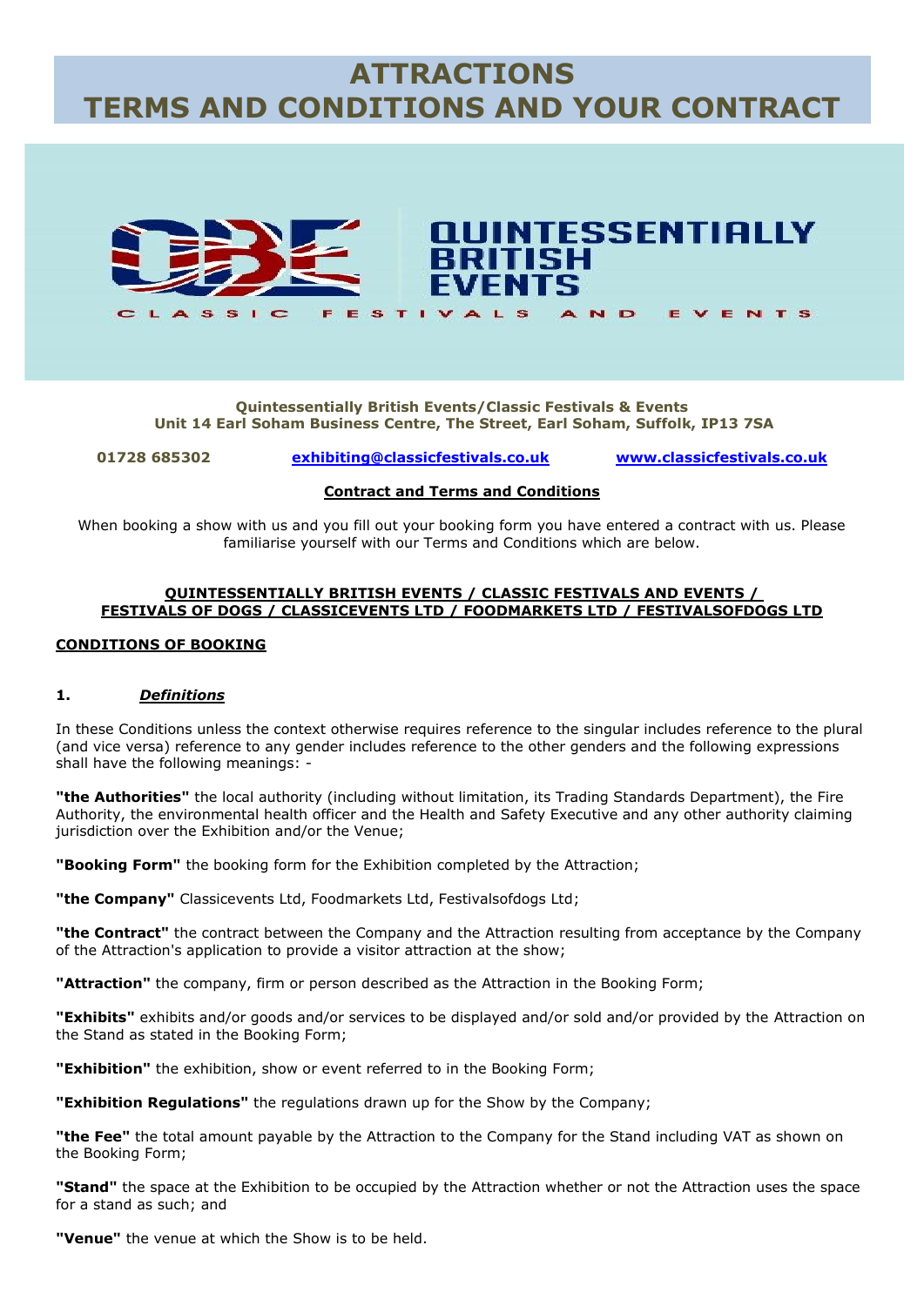# ATTRACTIONS
# TERMS AND CONDITIONS AND YOUR CONTRACT

**QUINTESSENTIALLY BRITISH EVENTS**

CLASSIC FESTIVALS AND EVENTS

**Quintessentially British Events/Classic Festivals & Events**
**Unit 14 Earl Soham Business Centre, The Street, Earl Soham, Suffolk, IP13 7SA**

**01728 685302** **exhibiting@classicfestivals.co.uk** **www.classicfestivals.co.uk**

**Contract and Terms and Conditions**

When booking a show with us and you fill out your booking form you have entered a contract with us. Please familiarise yourself with our Terms and Conditions which are below.

**QUINTESSENTIALLY BRITISH EVENTS / CLASSIC FESTIVALS AND EVENTS / FESTIVALS OF DOGS / CLASSICEVENTS LTD / FOODMARKETS LTD / FESTIVALSOFDOGS LTD**

**CONDITIONS OF BOOKING**

**1. *Definitions***

In these Conditions unless the context otherwise requires reference to the singular includes reference to the plural (and vice versa) reference to any gender includes reference to the other genders and the following expressions shall have the following meanings: -

**"the Authorities"** the local authority (including without limitation, its Trading Standards Department), the Fire Authority, the environmental health officer and the Health and Safety Executive and any other authority claiming jurisdiction over the Exhibition and/or the Venue;

**"Booking Form"** the booking form for the Exhibition completed by the Attraction;

**"the Company"** Classicevents Ltd, Foodmarkets Ltd, Festivalsofdogs Ltd;

**"the Contract"** the contract between the Company and the Attraction resulting from acceptance by the Company of the Attraction's application to provide a visitor attraction at the show;

**"Attraction"** the company, firm or person described as the Attraction in the Booking Form;

**"Exhibits"** exhibits and/or goods and/or services to be displayed and/or sold and/or provided by the Attraction on the Stand as stated in the Booking Form;

**"Exhibition"** the exhibition, show or event referred to in the Booking Form;

**"Exhibition Regulations"** the regulations drawn up for the Show by the Company;

**"the Fee"** the total amount payable by the Attraction to the Company for the Stand including VAT as shown on the Booking Form;

**"Stand"** the space at the Exhibition to be occupied by the Attraction whether or not the Attraction uses the space for a stand as such; and

**"Venue"** the venue at which the Show is to be held.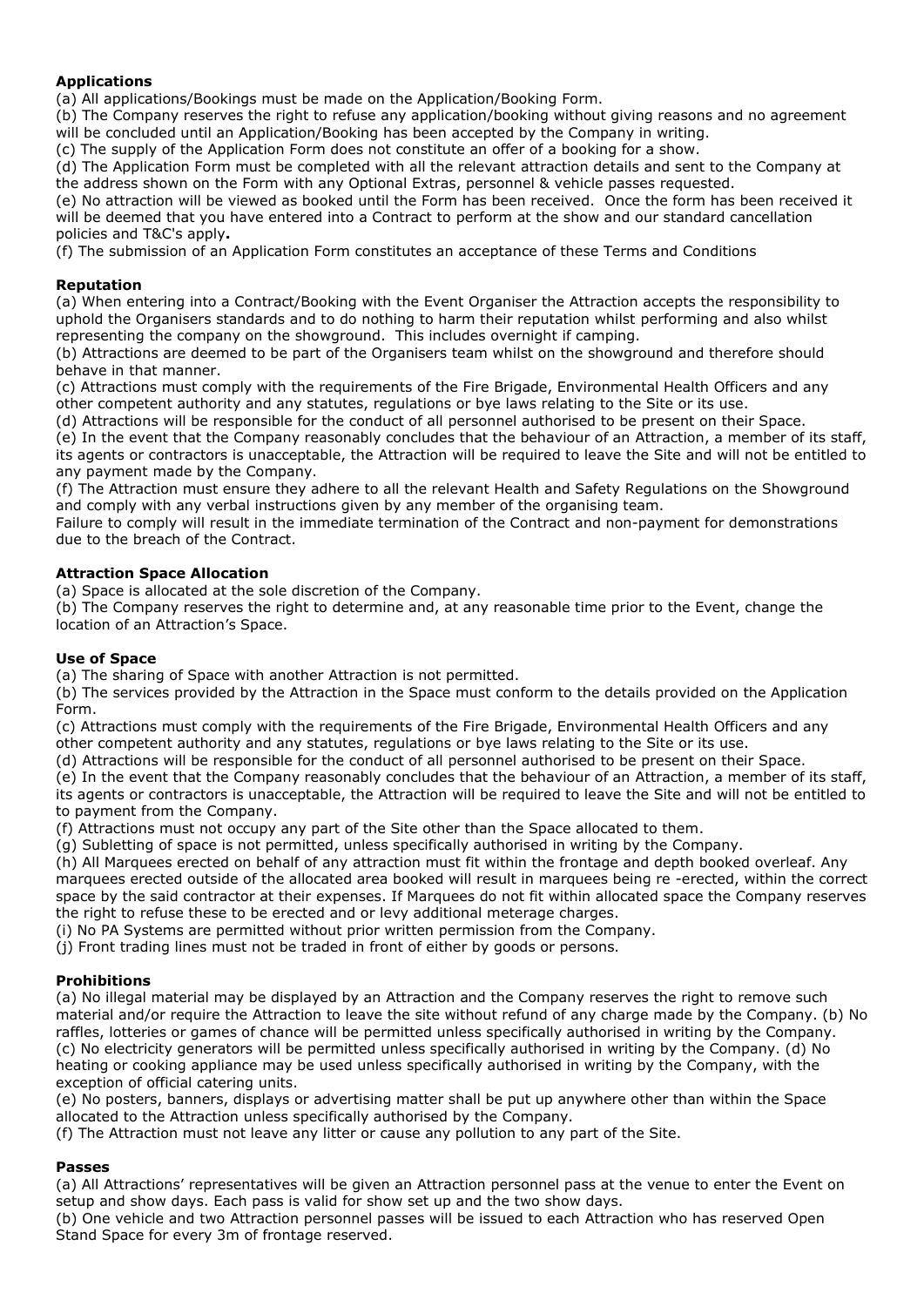**Applications**

(a) All applications/Bookings must be made on the Application/Booking Form.

(b) The Company reserves the right to refuse any application/booking without giving reasons and no agreement will be concluded until an Application/Booking has been accepted by the Company in writing.

(c) The supply of the Application Form does not constitute an offer of a booking for a show.

(d) The Application Form must be completed with all the relevant attraction details and sent to the Company at the address shown on the Form with any Optional Extras, personnel & vehicle passes requested.

(e) No attraction will be viewed as booked until the Form has been received. Once the form has been received it will be deemed that you have entered into a Contract to perform at the show and our standard cancellation policies and T&C's apply**.**

(f) The submission of an Application Form constitutes an acceptance of these Terms and Conditions

**Reputation**

(a) When entering into a Contract/Booking with the Event Organiser the Attraction accepts the responsibility to uphold the Organisers standards and to do nothing to harm their reputation whilst performing and also whilst representing the company on the showground. This includes overnight if camping.

(b) Attractions are deemed to be part of the Organisers team whilst on the showground and therefore should behave in that manner.

(c) Attractions must comply with the requirements of the Fire Brigade, Environmental Health Officers and any other competent authority and any statutes, regulations or bye laws relating to the Site or its use.

(d) Attractions will be responsible for the conduct of all personnel authorised to be present on their Space.

(e) In the event that the Company reasonably concludes that the behaviour of an Attraction, a member of its staff, its agents or contractors is unacceptable, the Attraction will be required to leave the Site and will not be entitled to any payment made by the Company.

(f) The Attraction must ensure they adhere to all the relevant Health and Safety Regulations on the Showground and comply with any verbal instructions given by any member of the organising team.

Failure to comply will result in the immediate termination of the Contract and non-payment for demonstrations due to the breach of the Contract.

**Attraction Space Allocation**

(a) Space is allocated at the sole discretion of the Company.

(b) The Company reserves the right to determine and, at any reasonable time prior to the Event, change the location of an Attraction's Space.

**Use of Space**

(a) The sharing of Space with another Attraction is not permitted.

(b) The services provided by the Attraction in the Space must conform to the details provided on the Application Form.

(c) Attractions must comply with the requirements of the Fire Brigade, Environmental Health Officers and any other competent authority and any statutes, regulations or bye laws relating to the Site or its use.

(d) Attractions will be responsible for the conduct of all personnel authorised to be present on their Space.

(e) In the event that the Company reasonably concludes that the behaviour of an Attraction, a member of its staff, its agents or contractors is unacceptable, the Attraction will be required to leave the Site and will not be entitled to payment from the Company.

(f) Attractions must not occupy any part of the Site other than the Space allocated to them.

(g) Subletting of space is not permitted, unless specifically authorised in writing by the Company.

(h) All Marquees erected on behalf of any attraction must fit within the frontage and depth booked overleaf. Any marquees erected outside of the allocated area booked will result in marquees being re -erected, within the correct space by the said contractor at their expenses. If Marquees do not fit within allocated space the Company reserves the right to refuse these to be erected and or levy additional meterage charges.

(i) No PA Systems are permitted without prior written permission from the Company.

(j) Front trading lines must not be traded in front of either by goods or persons.

**Prohibitions**

(a) No illegal material may be displayed by an Attraction and the Company reserves the right to remove such material and/or require the Attraction to leave the site without refund of any charge made by the Company. (b) No raffles, lotteries or games of chance will be permitted unless specifically authorised in writing by the Company. (c) No electricity generators will be permitted unless specifically authorised in writing by the Company. (d) No heating or cooking appliance may be used unless specifically authorised in writing by the Company, with the exception of official catering units.

(e) No posters, banners, displays or advertising matter shall be put up anywhere other than within the Space allocated to the Attraction unless specifically authorised by the Company.

(f) The Attraction must not leave any litter or cause any pollution to any part of the Site.

**Passes**

(a) All Attractions' representatives will be given an Attraction personnel pass at the venue to enter the Event on setup and show days. Each pass is valid for show set up and the two show days.

(b) One vehicle and two Attraction personnel passes will be issued to each Attraction who has reserved Open Stand Space for every 3m of frontage reserved.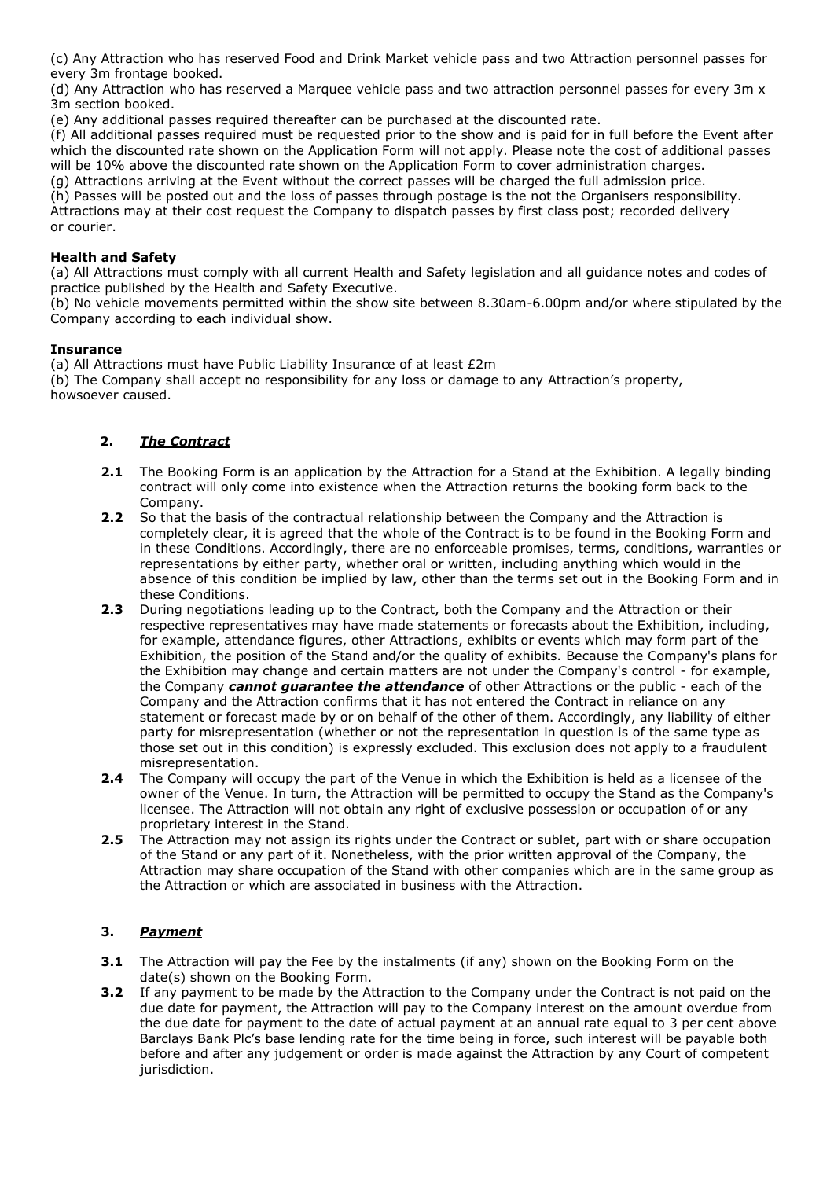(c) Any Attraction who has reserved Food and Drink Market vehicle pass and two Attraction personnel passes for every 3m frontage booked.
(d) Any Attraction who has reserved a Marquee vehicle pass and two attraction personnel passes for every 3m x 3m section booked.
(e) Any additional passes required thereafter can be purchased at the discounted rate.
(f) All additional passes required must be requested prior to the show and is paid for in full before the Event after which the discounted rate shown on the Application Form will not apply. Please note the cost of additional passes will be 10% above the discounted rate shown on the Application Form to cover administration charges.
(g) Attractions arriving at the Event without the correct passes will be charged the full admission price.
(h) Passes will be posted out and the loss of passes through postage is the not the Organisers responsibility. Attractions may at their cost request the Company to dispatch passes by first class post; recorded delivery or courier.

**Health and Safety**

(a) All Attractions must comply with all current Health and Safety legislation and all guidance notes and codes of practice published by the Health and Safety Executive.
(b) No vehicle movements permitted within the show site between 8.30am-6.00pm and/or where stipulated by the Company according to each individual show.

**Insurance**

(a) All Attractions must have Public Liability Insurance of at least £2m
(b) The Company shall accept no responsibility for any loss or damage to any Attraction's property, howsoever caused.

## 2. ***The Contract***

**2.1** The Booking Form is an application by the Attraction for a Stand at the Exhibition. A legally binding contract will only come into existence when the Attraction returns the booking form back to the Company.

**2.2** So that the basis of the contractual relationship between the Company and the Attraction is completely clear, it is agreed that the whole of the Contract is to be found in the Booking Form and in these Conditions. Accordingly, there are no enforceable promises, terms, conditions, warranties or representations by either party, whether oral or written, including anything which would in the absence of this condition be implied by law, other than the terms set out in the Booking Form and in these Conditions.

**2.3** During negotiations leading up to the Contract, both the Company and the Attraction or their respective representatives may have made statements or forecasts about the Exhibition, including, for example, attendance figures, other Attractions, exhibits or events which may form part of the Exhibition, the position of the Stand and/or the quality of exhibits. Because the Company's plans for the Exhibition may change and certain matters are not under the Company's control - for example, the Company ***cannot guarantee the attendance*** of other Attractions or the public - each of the Company and the Attraction confirms that it has not entered the Contract in reliance on any statement or forecast made by or on behalf of the other of them. Accordingly, any liability of either party for misrepresentation (whether or not the representation in question is of the same type as those set out in this condition) is expressly excluded. This exclusion does not apply to a fraudulent misrepresentation.

**2.4** The Company will occupy the part of the Venue in which the Exhibition is held as a licensee of the owner of the Venue. In turn, the Attraction will be permitted to occupy the Stand as the Company's licensee. The Attraction will not obtain any right of exclusive possession or occupation of or any proprietary interest in the Stand.

**2.5** The Attraction may not assign its rights under the Contract or sublet, part with or share occupation of the Stand or any part of it. Nonetheless, with the prior written approval of the Company, the Attraction may share occupation of the Stand with other companies which are in the same group as the Attraction or which are associated in business with the Attraction.

## 3. ***Payment***

**3.1** The Attraction will pay the Fee by the instalments (if any) shown on the Booking Form on the date(s) shown on the Booking Form.

**3.2** If any payment to be made by the Attraction to the Company under the Contract is not paid on the due date for payment, the Attraction will pay to the Company interest on the amount overdue from the due date for payment to the date of actual payment at an annual rate equal to 3 per cent above Barclays Bank Plc's base lending rate for the time being in force, such interest will be payable both before and after any judgement or order is made against the Attraction by any Court of competent jurisdiction.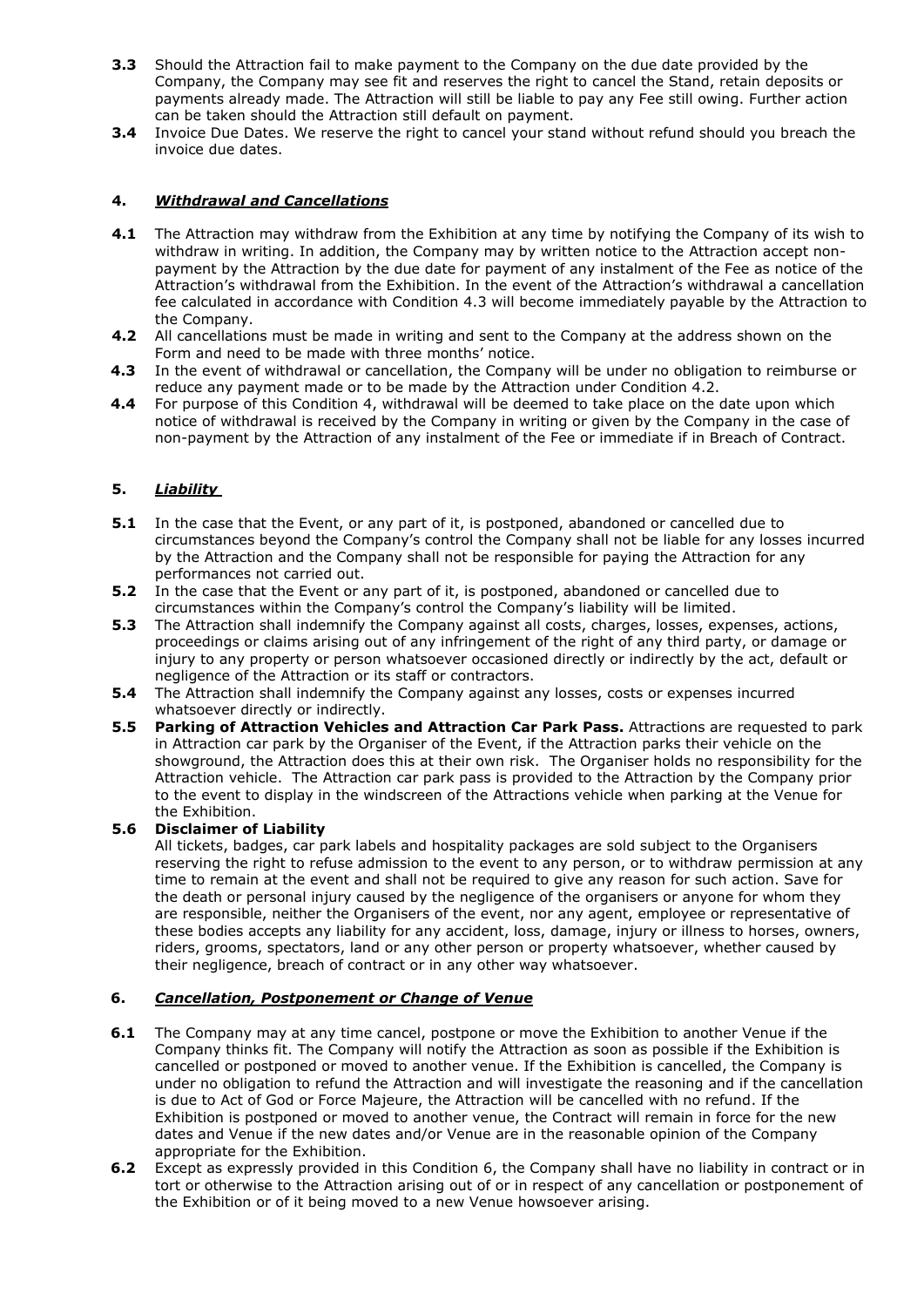**3.3** Should the Attraction fail to make payment to the Company on the due date provided by the Company, the Company may see fit and reserves the right to cancel the Stand, retain deposits or payments already made. The Attraction will still be liable to pay any Fee still owing. Further action can be taken should the Attraction still default on payment.

**3.4** Invoice Due Dates. We reserve the right to cancel your stand without refund should you breach the invoice due dates.

## 4. ***Withdrawal and Cancellations***

**4.1** The Attraction may withdraw from the Exhibition at any time by notifying the Company of its wish to withdraw in writing. In addition, the Company may by written notice to the Attraction accept non-payment by the Attraction by the due date for payment of any instalment of the Fee as notice of the Attraction's withdrawal from the Exhibition. In the event of the Attraction's withdrawal a cancellation fee calculated in accordance with Condition 4.3 will become immediately payable by the Attraction to the Company.

**4.2** All cancellations must be made in writing and sent to the Company at the address shown on the Form and need to be made with three months' notice.

**4.3** In the event of withdrawal or cancellation, the Company will be under no obligation to reimburse or reduce any payment made or to be made by the Attraction under Condition 4.2.

**4.4** For purpose of this Condition 4, withdrawal will be deemed to take place on the date upon which notice of withdrawal is received by the Company in writing or given by the Company in the case of non-payment by the Attraction of any instalment of the Fee or immediate if in Breach of Contract.

## 5. ***Liability***

**5.1** In the case that the Event, or any part of it, is postponed, abandoned or cancelled due to circumstances beyond the Company's control the Company shall not be liable for any losses incurred by the Attraction and the Company shall not be responsible for paying the Attraction for any performances not carried out.

**5.2** In the case that the Event or any part of it, is postponed, abandoned or cancelled due to circumstances within the Company's control the Company's liability will be limited.

**5.3** The Attraction shall indemnify the Company against all costs, charges, losses, expenses, actions, proceedings or claims arising out of any infringement of the right of any third party, or damage or injury to any property or person whatsoever occasioned directly or indirectly by the act, default or negligence of the Attraction or its staff or contractors.

**5.4** The Attraction shall indemnify the Company against any losses, costs or expenses incurred whatsoever directly or indirectly.

**5.5** **Parking of Attraction Vehicles and Attraction Car Park Pass.** Attractions are requested to park in Attraction car park by the Organiser of the Event, if the Attraction parks their vehicle on the showground, the Attraction does this at their own risk. The Organiser holds no responsibility for the Attraction vehicle. The Attraction car park pass is provided to the Attraction by the Company prior to the event to display in the windscreen of the Attractions vehicle when parking at the Venue for the Exhibition.

**5.6** **Disclaimer of Liability**

All tickets, badges, car park labels and hospitality packages are sold subject to the Organisers reserving the right to refuse admission to the event to any person, or to withdraw permission at any time to remain at the event and shall not be required to give any reason for such action. Save for the death or personal injury caused by the negligence of the organisers or anyone for whom they are responsible, neither the Organisers of the event, nor any agent, employee or representative of these bodies accepts any liability for any accident, loss, damage, injury or illness to horses, owners, riders, grooms, spectators, land or any other person or property whatsoever, whether caused by their negligence, breach of contract or in any other way whatsoever.

## 6. ***Cancellation, Postponement or Change of Venue***

**6.1** The Company may at any time cancel, postpone or move the Exhibition to another Venue if the Company thinks fit. The Company will notify the Attraction as soon as possible if the Exhibition is cancelled or postponed or moved to another venue. If the Exhibition is cancelled, the Company is under no obligation to refund the Attraction and will investigate the reasoning and if the cancellation is due to Act of God or Force Majeure, the Attraction will be cancelled with no refund. If the Exhibition is postponed or moved to another venue, the Contract will remain in force for the new dates and Venue if the new dates and/or Venue are in the reasonable opinion of the Company appropriate for the Exhibition.

**6.2** Except as expressly provided in this Condition 6, the Company shall have no liability in contract or in tort or otherwise to the Attraction arising out of or in respect of any cancellation or postponement of the Exhibition or of it being moved to a new Venue howsoever arising.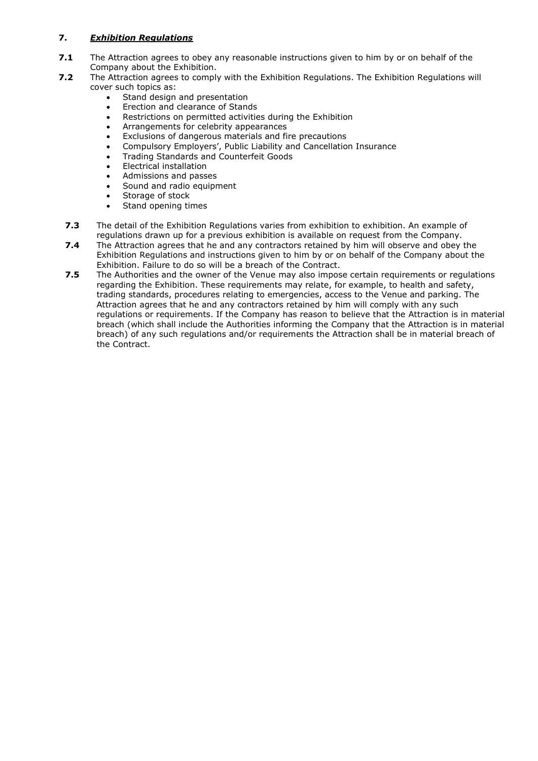## 7. ***Exhibition Regulations***

**7.1** The Attraction agrees to obey any reasonable instructions given to him by or on behalf of the Company about the Exhibition.

**7.2** The Attraction agrees to comply with the Exhibition Regulations. The Exhibition Regulations will cover such topics as:

- Stand design and presentation
- Erection and clearance of Stands
- Restrictions on permitted activities during the Exhibition
- Arrangements for celebrity appearances
- Exclusions of dangerous materials and fire precautions
- Compulsory Employers', Public Liability and Cancellation Insurance
- Trading Standards and Counterfeit Goods
- Electrical installation
- Admissions and passes
- Sound and radio equipment
- Storage of stock
- Stand opening times

**7.3** The detail of the Exhibition Regulations varies from exhibition to exhibition. An example of regulations drawn up for a previous exhibition is available on request from the Company.

**7.4** The Attraction agrees that he and any contractors retained by him will observe and obey the Exhibition Regulations and instructions given to him by or on behalf of the Company about the Exhibition. Failure to do so will be a breach of the Contract.

**7.5** The Authorities and the owner of the Venue may also impose certain requirements or regulations regarding the Exhibition. These requirements may relate, for example, to health and safety, trading standards, procedures relating to emergencies, access to the Venue and parking. The Attraction agrees that he and any contractors retained by him will comply with any such regulations or requirements. If the Company has reason to believe that the Attraction is in material breach (which shall include the Authorities informing the Company that the Attraction is in material breach) of any such regulations and/or requirements the Attraction shall be in material breach of the Contract.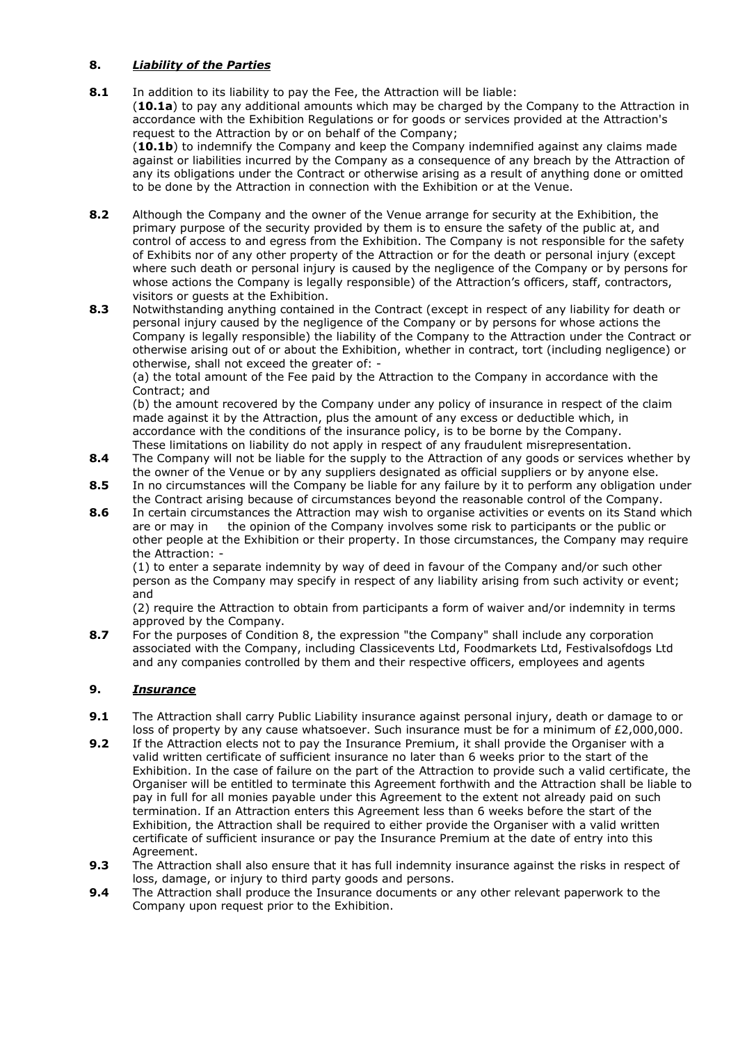## 8. ***Liability of the Parties***

**8.1** In addition to its liability to pay the Fee, the Attraction will be liable:
(**10.1a**) to pay any additional amounts which may be charged by the Company to the Attraction in accordance with the Exhibition Regulations or for goods or services provided at the Attraction's request to the Attraction by or on behalf of the Company;
(**10.1b**) to indemnify the Company and keep the Company indemnified against any claims made against or liabilities incurred by the Company as a consequence of any breach by the Attraction of any its obligations under the Contract or otherwise arising as a result of anything done or omitted to be done by the Attraction in connection with the Exhibition or at the Venue.

**8.2** Although the Company and the owner of the Venue arrange for security at the Exhibition, the primary purpose of the security provided by them is to ensure the safety of the public at, and control of access to and egress from the Exhibition. The Company is not responsible for the safety of Exhibits nor of any other property of the Attraction or for the death or personal injury (except where such death or personal injury is caused by the negligence of the Company or by persons for whose actions the Company is legally responsible) of the Attraction's officers, staff, contractors, visitors or guests at the Exhibition.

**8.3** Notwithstanding anything contained in the Contract (except in respect of any liability for death or personal injury caused by the negligence of the Company or by persons for whose actions the Company is legally responsible) the liability of the Company to the Attraction under the Contract or otherwise arising out of or about the Exhibition, whether in contract, tort (including negligence) or otherwise, shall not exceed the greater of: -
(a) the total amount of the Fee paid by the Attraction to the Company in accordance with the Contract; and
(b) the amount recovered by the Company under any policy of insurance in respect of the claim made against it by the Attraction, plus the amount of any excess or deductible which, in accordance with the conditions of the insurance policy, is to be borne by the Company.
These limitations on liability do not apply in respect of any fraudulent misrepresentation.

**8.4** The Company will not be liable for the supply to the Attraction of any goods or services whether by the owner of the Venue or by any suppliers designated as official suppliers or by anyone else.

**8.5** In no circumstances will the Company be liable for any failure by it to perform any obligation under the Contract arising because of circumstances beyond the reasonable control of the Company.

**8.6** In certain circumstances the Attraction may wish to organise activities or events on its Stand which are or may in the opinion of the Company involves some risk to participants or the public or other people at the Exhibition or their property. In those circumstances, the Company may require the Attraction: -
(1) to enter a separate indemnity by way of deed in favour of the Company and/or such other person as the Company may specify in respect of any liability arising from such activity or event; and
(2) require the Attraction to obtain from participants a form of waiver and/or indemnity in terms approved by the Company.

**8.7** For the purposes of Condition 8, the expression "the Company" shall include any corporation associated with the Company, including Classicevents Ltd, Foodmarkets Ltd, Festivalsofdogs Ltd and any companies controlled by them and their respective officers, employees and agents

## 9. ***Insurance***

**9.1** The Attraction shall carry Public Liability insurance against personal injury, death or damage to or loss of property by any cause whatsoever. Such insurance must be for a minimum of £2,000,000.

**9.2** If the Attraction elects not to pay the Insurance Premium, it shall provide the Organiser with a valid written certificate of sufficient insurance no later than 6 weeks prior to the start of the Exhibition. In the case of failure on the part of the Attraction to provide such a valid certificate, the Organiser will be entitled to terminate this Agreement forthwith and the Attraction shall be liable to pay in full for all monies payable under this Agreement to the extent not already paid on such termination. If an Attraction enters this Agreement less than 6 weeks before the start of the Exhibition, the Attraction shall be required to either provide the Organiser with a valid written certificate of sufficient insurance or pay the Insurance Premium at the date of entry into this Agreement.

**9.3** The Attraction shall also ensure that it has full indemnity insurance against the risks in respect of loss, damage, or injury to third party goods and persons.

**9.4** The Attraction shall produce the Insurance documents or any other relevant paperwork to the Company upon request prior to the Exhibition.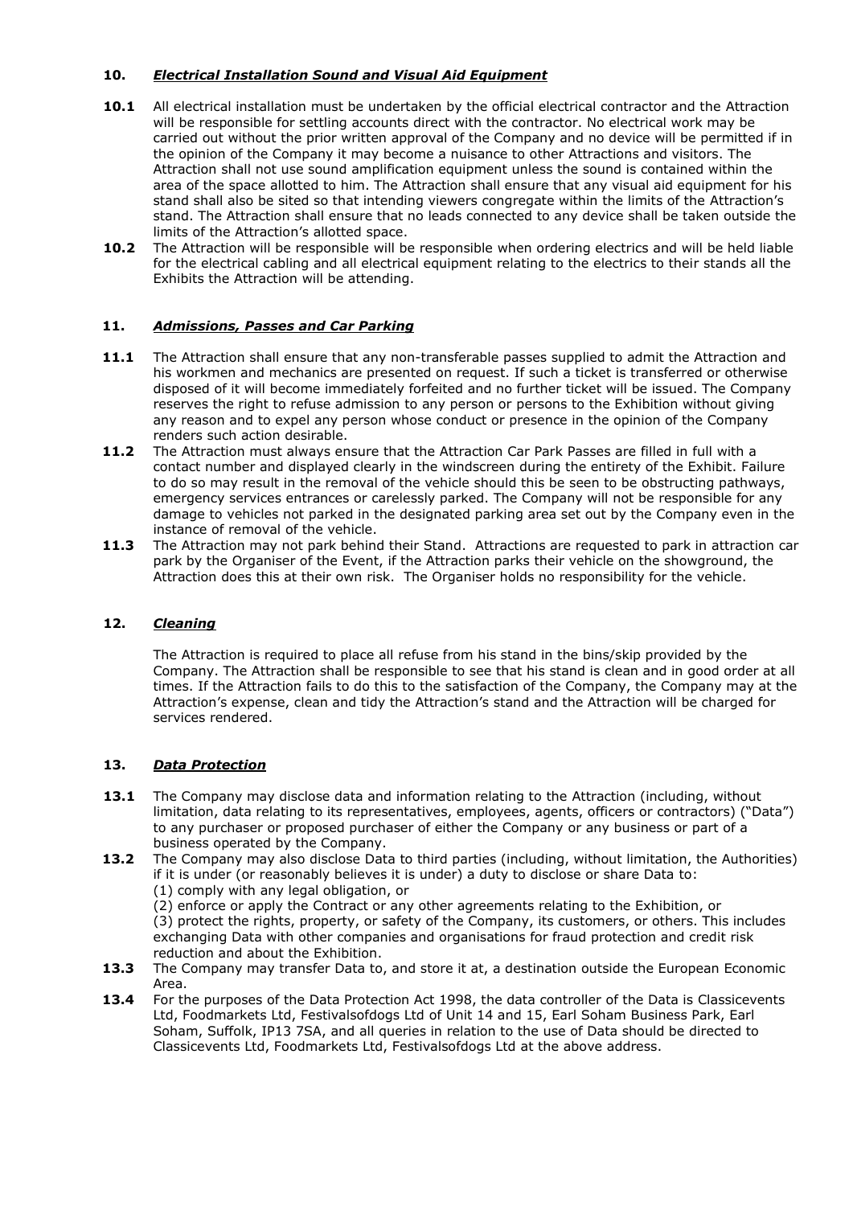## 10. ***Electrical Installation Sound and Visual Aid Equipment***

**10.1** All electrical installation must be undertaken by the official electrical contractor and the Attraction will be responsible for settling accounts direct with the contractor. No electrical work may be carried out without the prior written approval of the Company and no device will be permitted if in the opinion of the Company it may become a nuisance to other Attractions and visitors. The Attraction shall not use sound amplification equipment unless the sound is contained within the area of the space allotted to him. The Attraction shall ensure that any visual aid equipment for his stand shall also be sited so that intending viewers congregate within the limits of the Attraction's stand. The Attraction shall ensure that no leads connected to any device shall be taken outside the limits of the Attraction's allotted space.

**10.2** The Attraction will be responsible will be responsible when ordering electrics and will be held liable for the electrical cabling and all electrical equipment relating to the electrics to their stands all the Exhibits the Attraction will be attending.

## 11. ***Admissions, Passes and Car Parking***

**11.1** The Attraction shall ensure that any non-transferable passes supplied to admit the Attraction and his workmen and mechanics are presented on request. If such a ticket is transferred or otherwise disposed of it will become immediately forfeited and no further ticket will be issued. The Company reserves the right to refuse admission to any person or persons to the Exhibition without giving any reason and to expel any person whose conduct or presence in the opinion of the Company renders such action desirable.

**11.2** The Attraction must always ensure that the Attraction Car Park Passes are filled in full with a contact number and displayed clearly in the windscreen during the entirety of the Exhibit. Failure to do so may result in the removal of the vehicle should this be seen to be obstructing pathways, emergency services entrances or carelessly parked. The Company will not be responsible for any damage to vehicles not parked in the designated parking area set out by the Company even in the instance of removal of the vehicle.

**11.3** The Attraction may not park behind their Stand. Attractions are requested to park in attraction car park by the Organiser of the Event, if the Attraction parks their vehicle on the showground, the Attraction does this at their own risk. The Organiser holds no responsibility for the vehicle.

## 12. ***Cleaning***

The Attraction is required to place all refuse from his stand in the bins/skip provided by the Company. The Attraction shall be responsible to see that his stand is clean and in good order at all times. If the Attraction fails to do this to the satisfaction of the Company, the Company may at the Attraction's expense, clean and tidy the Attraction's stand and the Attraction will be charged for services rendered.

## 13. ***Data Protection***

**13.1** The Company may disclose data and information relating to the Attraction (including, without limitation, data relating to its representatives, employees, agents, officers or contractors) ("Data") to any purchaser or proposed purchaser of either the Company or any business or part of a business operated by the Company.

**13.2** The Company may also disclose Data to third parties (including, without limitation, the Authorities) if it is under (or reasonably believes it is under) a duty to disclose or share Data to:
(1) comply with any legal obligation, or
(2) enforce or apply the Contract or any other agreements relating to the Exhibition, or
(3) protect the rights, property, or safety of the Company, its customers, or others. This includes exchanging Data with other companies and organisations for fraud protection and credit risk reduction and about the Exhibition.

**13.3** The Company may transfer Data to, and store it at, a destination outside the European Economic Area.

**13.4** For the purposes of the Data Protection Act 1998, the data controller of the Data is Classicevents Ltd, Foodmarkets Ltd, Festivalsofdogs Ltd of Unit 14 and 15, Earl Soham Business Park, Earl Soham, Suffolk, IP13 7SA, and all queries in relation to the use of Data should be directed to Classicevents Ltd, Foodmarkets Ltd, Festivalsofdogs Ltd at the above address.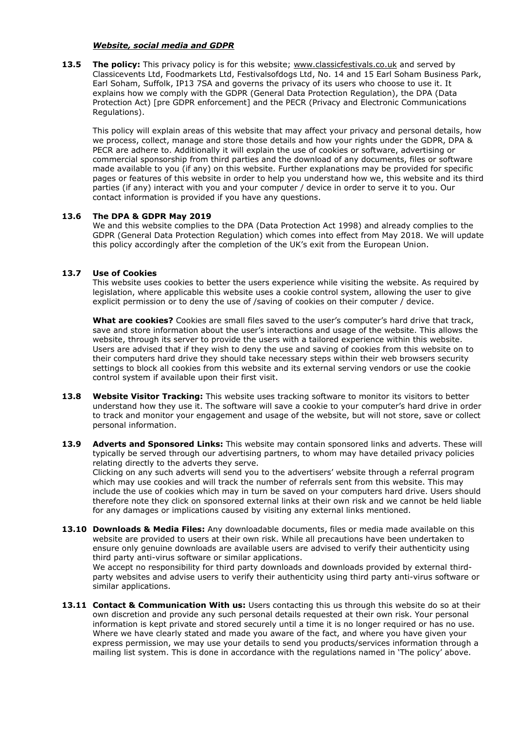***Website, social media and GDPR***

**13.5** **The policy:** This privacy policy is for this website; www.classicfestivals.co.uk and served by Classicevents Ltd, Foodmarkets Ltd, Festivalsofdogs Ltd, No. 14 and 15 Earl Soham Business Park, Earl Soham, Suffolk, IP13 7SA and governs the privacy of its users who choose to use it. It explains how we comply with the GDPR (General Data Protection Regulation), the DPA (Data Protection Act) [pre GDPR enforcement] and the PECR (Privacy and Electronic Communications Regulations).

This policy will explain areas of this website that may affect your privacy and personal details, how we process, collect, manage and store those details and how your rights under the GDPR, DPA & PECR are adhere to. Additionally it will explain the use of cookies or software, advertising or commercial sponsorship from third parties and the download of any documents, files or software made available to you (if any) on this website. Further explanations may be provided for specific pages or features of this website in order to help you understand how we, this website and its third parties (if any) interact with you and your computer / device in order to serve it to you. Our contact information is provided if you have any questions.

**13.6** **The DPA & GDPR May 2019**

We and this website complies to the DPA (Data Protection Act 1998) and already complies to the GDPR (General Data Protection Regulation) which comes into effect from May 2018. We will update this policy accordingly after the completion of the UK's exit from the European Union.

**13.7** **Use of Cookies**

This website uses cookies to better the users experience while visiting the website. As required by legislation, where applicable this website uses a cookie control system, allowing the user to give explicit permission or to deny the use of /saving of cookies on their computer / device.

**What are cookies?** Cookies are small files saved to the user's computer's hard drive that track, save and store information about the user's interactions and usage of the website. This allows the website, through its server to provide the users with a tailored experience within this website. Users are advised that if they wish to deny the use and saving of cookies from this website on to their computers hard drive they should take necessary steps within their web browsers security settings to block all cookies from this website and its external serving vendors or use the cookie control system if available upon their first visit.

**13.8** **Website Visitor Tracking:** This website uses tracking software to monitor its visitors to better understand how they use it. The software will save a cookie to your computer's hard drive in order to track and monitor your engagement and usage of the website, but will not store, save or collect personal information.

**13.9** **Adverts and Sponsored Links:** This website may contain sponsored links and adverts. These will typically be served through our advertising partners, to whom may have detailed privacy policies relating directly to the adverts they serve.
Clicking on any such adverts will send you to the advertisers' website through a referral program which may use cookies and will track the number of referrals sent from this website. This may include the use of cookies which may in turn be saved on your computers hard drive. Users should therefore note they click on sponsored external links at their own risk and we cannot be held liable for any damages or implications caused by visiting any external links mentioned.

**13.10** **Downloads & Media Files:** Any downloadable documents, files or media made available on this website are provided to users at their own risk. While all precautions have been undertaken to ensure only genuine downloads are available users are advised to verify their authenticity using third party anti-virus software or similar applications.
We accept no responsibility for third party downloads and downloads provided by external third-party websites and advise users to verify their authenticity using third party anti-virus software or similar applications.

**13.11** **Contact & Communication With us:** Users contacting this us through this website do so at their own discretion and provide any such personal details requested at their own risk. Your personal information is kept private and stored securely until a time it is no longer required or has no use. Where we have clearly stated and made you aware of the fact, and where you have given your express permission, we may use your details to send you products/services information through a mailing list system. This is done in accordance with the regulations named in 'The policy' above.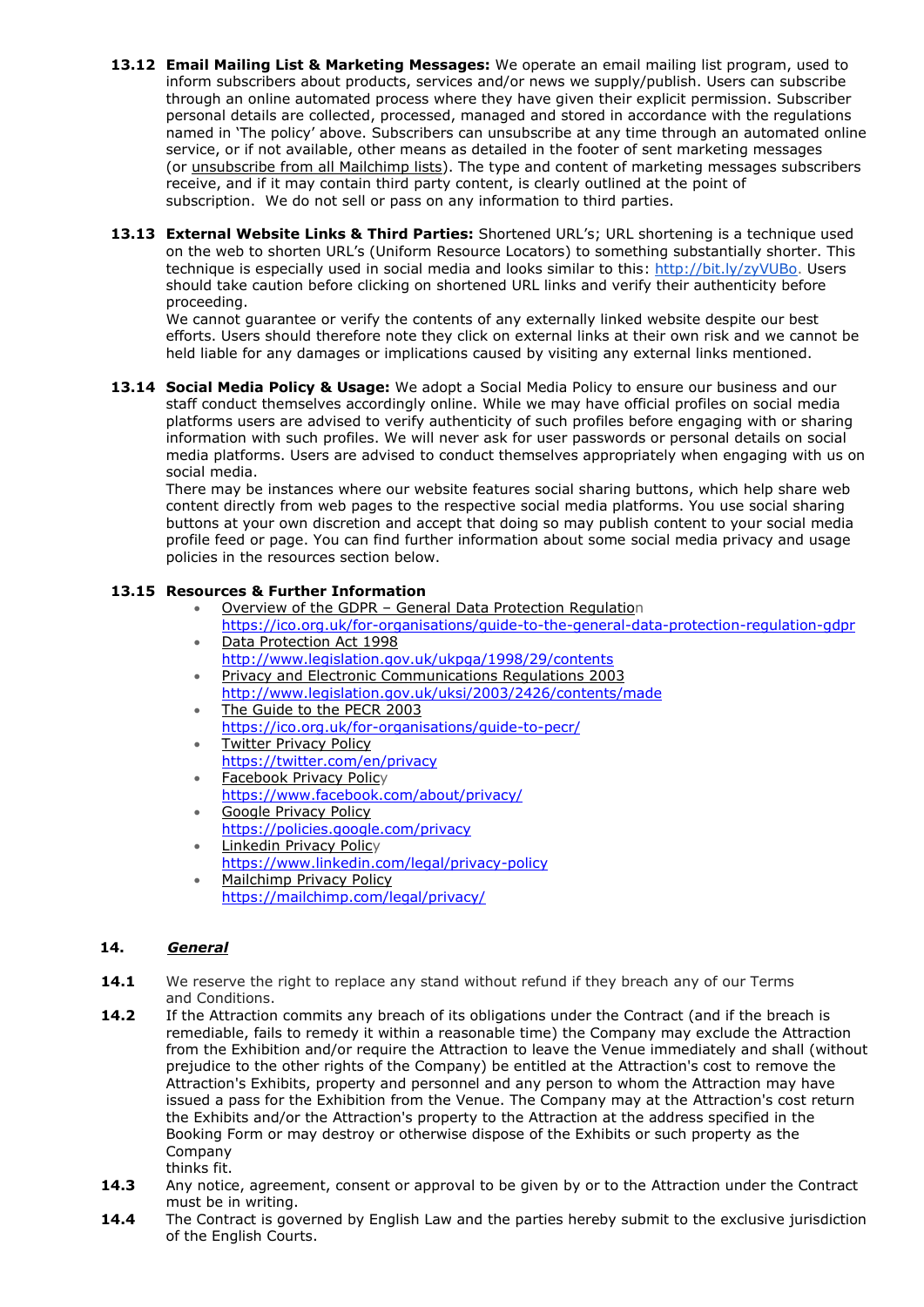**13.12 Email Mailing List & Marketing Messages:** We operate an email mailing list program, used to inform subscribers about products, services and/or news we supply/publish. Users can subscribe through an online automated process where they have given their explicit permission. Subscriber personal details are collected, processed, managed and stored in accordance with the regulations named in 'The policy' above. Subscribers can unsubscribe at any time through an automated online service, or if not available, other means as detailed in the footer of sent marketing messages (or unsubscribe from all Mailchimp lists). The type and content of marketing messages subscribers receive, and if it may contain third party content, is clearly outlined at the point of subscription. We do not sell or pass on any information to third parties.

**13.13 External Website Links & Third Parties:** Shortened URL's; URL shortening is a technique used on the web to shorten URL's (Uniform Resource Locators) to something substantially shorter. This technique is especially used in social media and looks similar to this: http://bit.ly/zyVUBo. Users should take caution before clicking on shortened URL links and verify their authenticity before proceeding.

We cannot guarantee or verify the contents of any externally linked website despite our best efforts. Users should therefore note they click on external links at their own risk and we cannot be held liable for any damages or implications caused by visiting any external links mentioned.

**13.14 Social Media Policy & Usage:** We adopt a Social Media Policy to ensure our business and our staff conduct themselves accordingly online. While we may have official profiles on social media platforms users are advised to verify authenticity of such profiles before engaging with or sharing information with such profiles. We will never ask for user passwords or personal details on social media platforms. Users are advised to conduct themselves appropriately when engaging with us on social media.

There may be instances where our website features social sharing buttons, which help share web content directly from web pages to the respective social media platforms. You use social sharing buttons at your own discretion and accept that doing so may publish content to your social media profile feed or page. You can find further information about some social media privacy and usage policies in the resources section below.

**13.15 Resources & Further Information**

- Overview of the GDPR – General Data Protection Regulation
  https://ico.org.uk/for-organisations/guide-to-the-general-data-protection-regulation-gdpr
- Data Protection Act 1998
  http://www.legislation.gov.uk/ukpga/1998/29/contents
- Privacy and Electronic Communications Regulations 2003
  http://www.legislation.gov.uk/uksi/2003/2426/contents/made
- The Guide to the PECR 2003
  https://ico.org.uk/for-organisations/guide-to-pecr/
- Twitter Privacy Policy
  https://twitter.com/en/privacy
- Facebook Privacy Policy
  https://www.facebook.com/about/privacy/
- Google Privacy Policy
  https://policies.google.com/privacy
- Linkedin Privacy Policy
  https://www.linkedin.com/legal/privacy-policy
- Mailchimp Privacy Policy
  https://mailchimp.com/legal/privacy/

## 14. ***General***

**14.1** We reserve the right to replace any stand without refund if they breach any of our Terms and Conditions.

**14.2** If the Attraction commits any breach of its obligations under the Contract (and if the breach is remediable, fails to remedy it within a reasonable time) the Company may exclude the Attraction from the Exhibition and/or require the Attraction to leave the Venue immediately and shall (without prejudice to the other rights of the Company) be entitled at the Attraction's cost to remove the Attraction's Exhibits, property and personnel and any person to whom the Attraction may have issued a pass for the Exhibition from the Venue. The Company may at the Attraction's cost return the Exhibits and/or the Attraction's property to the Attraction at the address specified in the Booking Form or may destroy or otherwise dispose of the Exhibits or such property as the Company thinks fit.

**14.3** Any notice, agreement, consent or approval to be given by or to the Attraction under the Contract must be in writing.

**14.4** The Contract is governed by English Law and the parties hereby submit to the exclusive jurisdiction of the English Courts.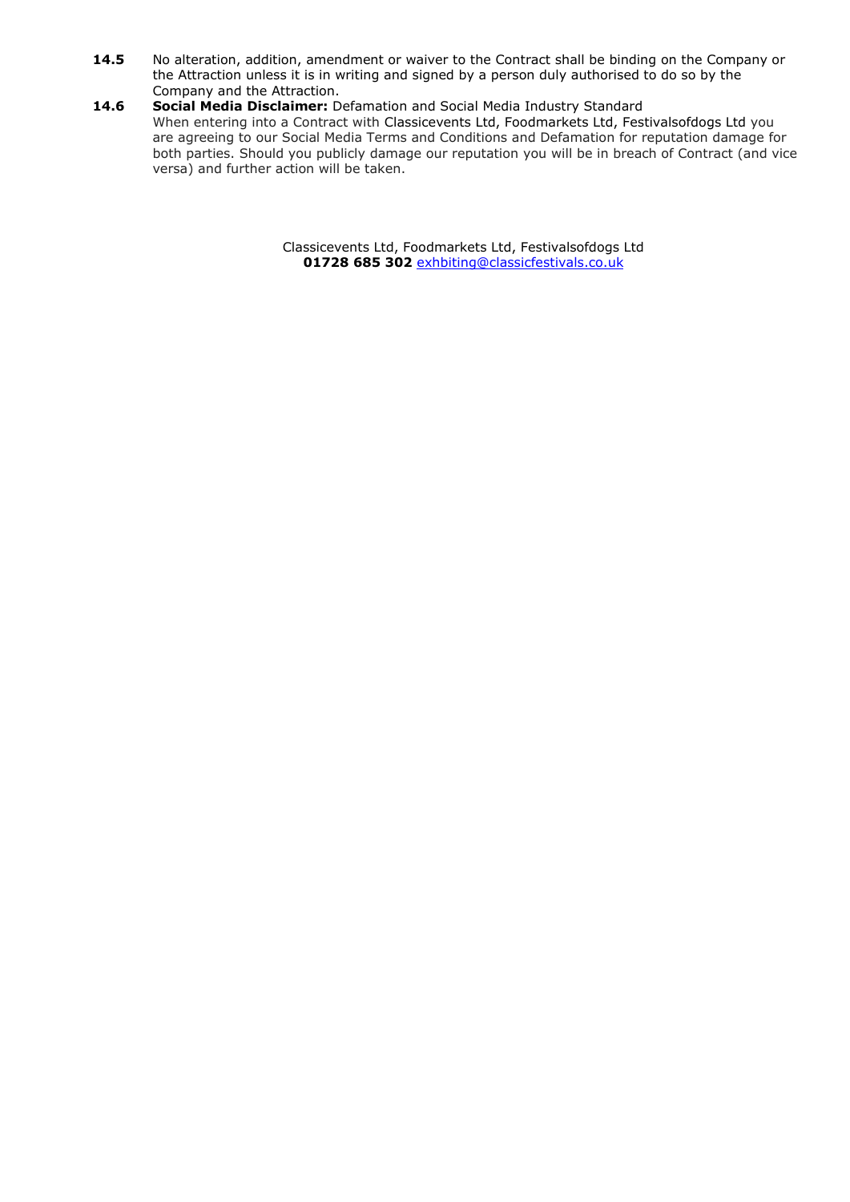**14.5** No alteration, addition, amendment or waiver to the Contract shall be binding on the Company or the Attraction unless it is in writing and signed by a person duly authorised to do so by the Company and the Attraction.

**14.6** **Social Media Disclaimer:** Defamation and Social Media Industry Standard
When entering into a Contract with Classicevents Ltd, Foodmarkets Ltd, Festivalsofdogs Ltd you are agreeing to our Social Media Terms and Conditions and Defamation for reputation damage for both parties. Should you publicly damage our reputation you will be in breach of Contract (and vice versa) and further action will be taken.

Classicevents Ltd, Foodmarkets Ltd, Festivalsofdogs Ltd
**01728 685 302** exhbiting@classicfestivals.co.uk